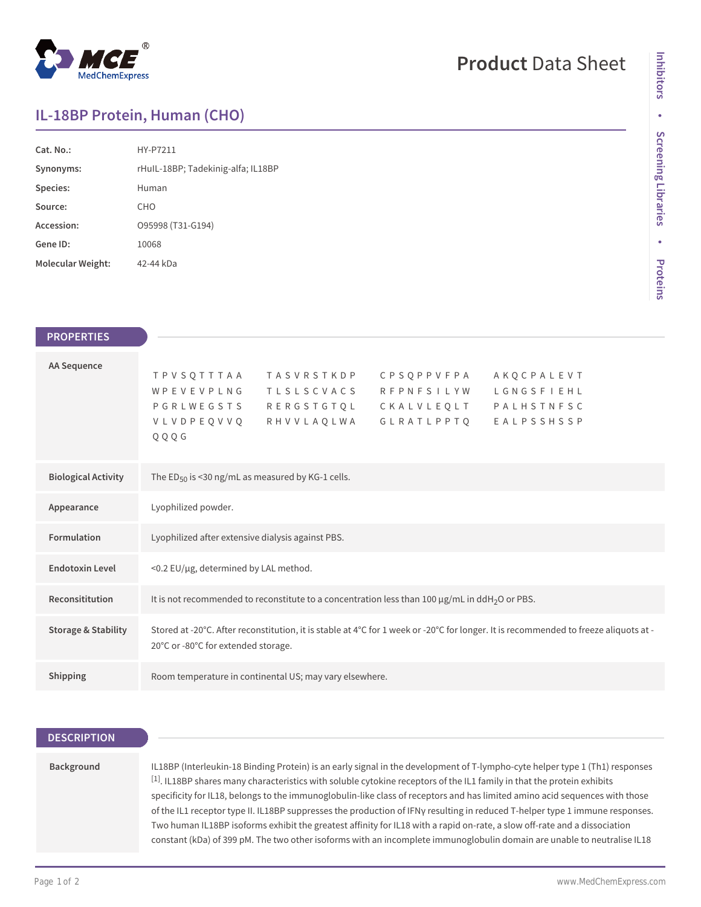# Product Data Sheet

## IL-18BP Protein, Human (CHO)

| | |
|---|---|
| **Cat. No.:** | HY-P7211 |
| **Synonyms:** | rHuIL-18BP; Tadekinig-alfa; IL18BP |
| **Species:** | Human |
| **Source:** | CHO |
| **Accession:** | O95998 (T31-G194) |
| **Gene ID:** | 10068 |
| **Molecular Weight:** | 42-44 kDa |

## PROPERTIES

| | |
|---|---|
| **AA Sequence** | T P V S Q T T T A A   T A S V R S T K D P   C P S Q P P V F P A   A K Q C P A L E V T   W P E V E V P L N G   T L S L S C V A C S   R F P N F S I L Y W   L G N G S F I E H L   P G R L W E G S T S   R E R G S T G T Q L   C K A L V L E Q L T   P A L H S T N F S C   V L V D P E Q V V Q   R H V V L A Q L W A   G L R A T L P P T Q   E A L P S S H S S P   Q Q Q G |
| **Biological Activity** | The $ED_{50}$ is <30 ng/mL as measured by KG-1 cells. |
| **Appearance** | Lyophilized powder. |
| **Formulation** | Lyophilized after extensive dialysis against PBS. |
| **Endotoxin Level** | <0.2 EU/μg, determined by LAL method. |
| **Reconsititution** | It is not recommended to reconstitute to a concentration less than 100 μg/mL in $ddH_2O$ or PBS. |
| **Storage & Stability** | Stored at -20°C. After reconstitution, it is stable at 4°C for 1 week or -20°C for longer. It is recommended to freeze aliquots at -20°C or -80°C for extended storage. |
| **Shipping** | Room temperature in continental US; may vary elsewhere. |

## DESCRIPTION

| | |
|---|---|
| **Background** | IL18BP (Interleukin-18 Binding Protein) is an early signal in the development of T-lympho-cyte helper type 1 (Th1) responses [1]. IL18BP shares many characteristics with soluble cytokine receptors of the IL1 family in that the protein exhibits specificity for IL18, belongs to the immunoglobulin-like class of receptors and has limited amino acid sequences with those of the IL1 receptor type II. IL18BP suppresses the production of IFNγ resulting in reduced T-helper type 1 immune responses. Two human IL18BP isoforms exhibit the greatest affinity for IL18 with a rapid on-rate, a slow off-rate and a dissociation constant (kDa) of 399 pM. The two other isoforms with an incomplete immunoglobulin domain are unable to neutralise IL18 |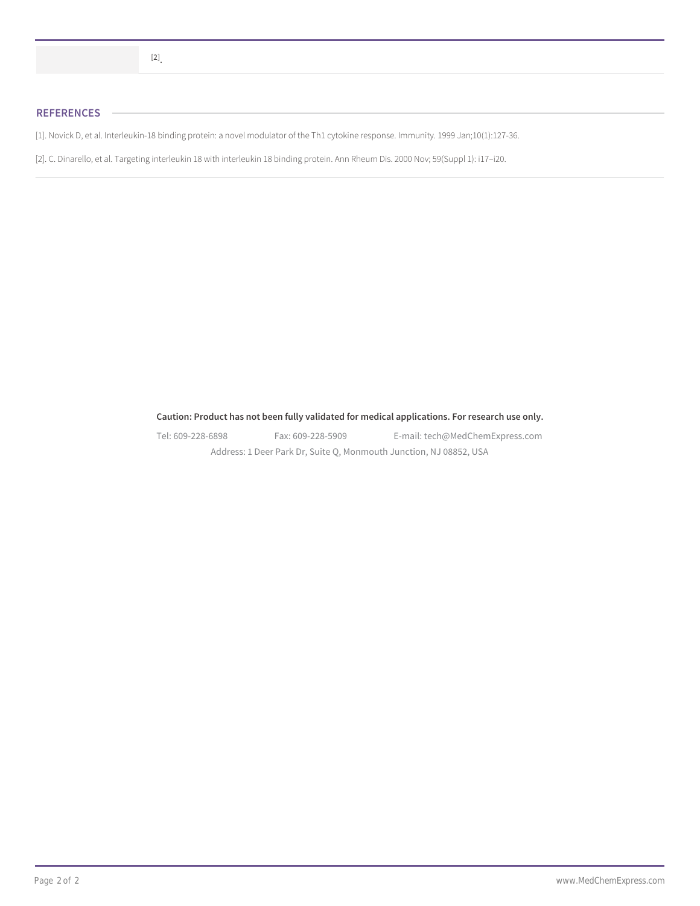[2].

## REFERENCES

[1]. Novick D, et al. Interleukin-18 binding protein: a novel modulator of the Th1 cytokine response. Immunity. 1999 Jan;10(1):127-36.

[2]. C. Dinarello, et al. Targeting interleukin 18 with interleukin 18 binding protein. Ann Rheum Dis. 2000 Nov; 59(Suppl 1): i17–i20.

**Caution: Product has not been fully validated for medical applications. For research use only.**

Tel: 609-228-6898 Fax: 609-228-5909 E-mail: tech@MedChemExpress.com

Address: 1 Deer Park Dr, Suite Q, Monmouth Junction, NJ 08852, USA